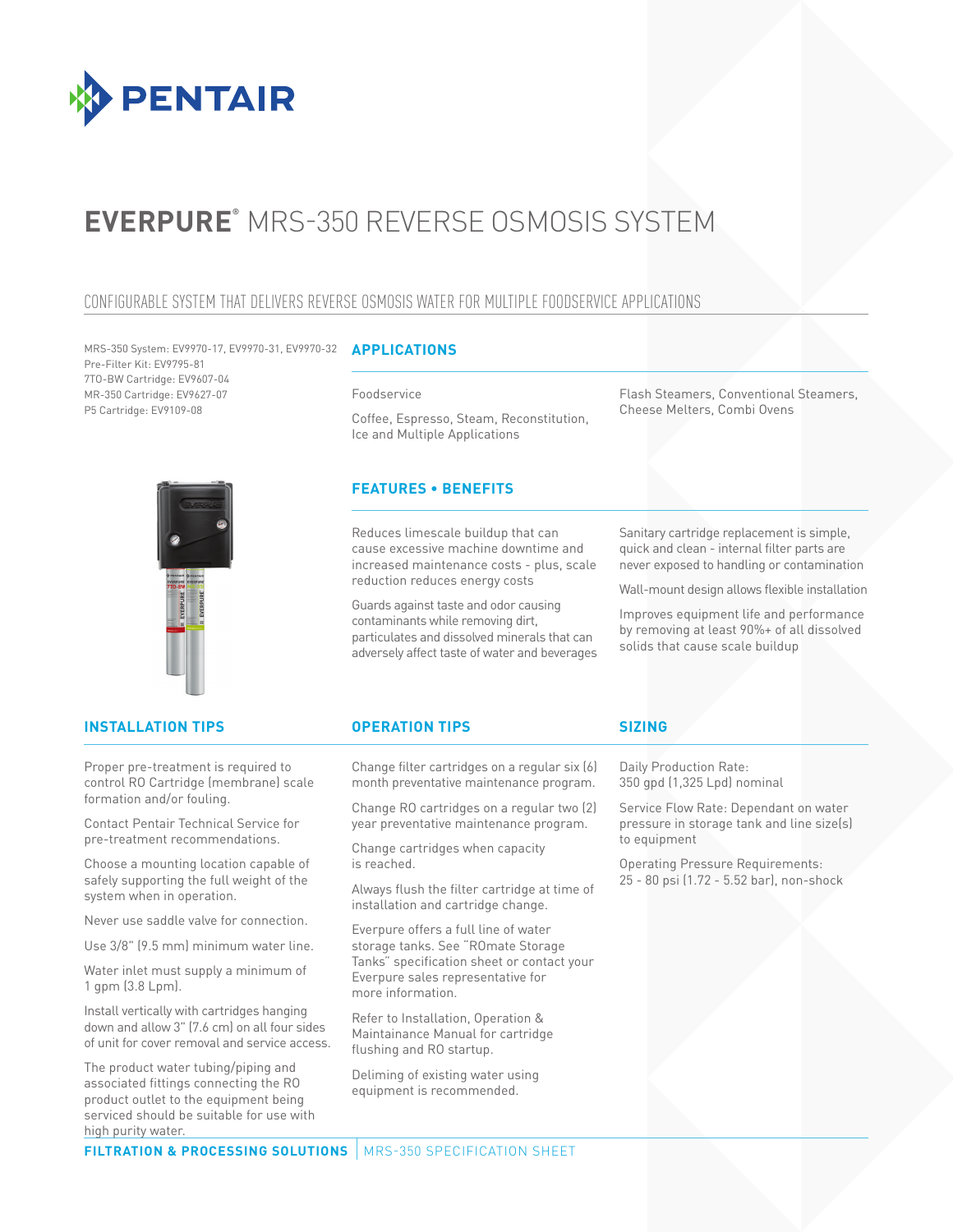# EVERPURE® MRS-350 REVERSE OSMOSIS SYSTEM

## CONFIGURABLE SYSTEM THAT DELIVERS REVERSE OSMOSIS WATER FOR MULTIPLE FOODSERVICE APPLICATIONS

MRS-350 System: EV9970-17, EV9970-31, EV9970-32
Pre-Filter Kit: EV9795-81
7TO-BW Cartridge: EV9607-04
MR-350 Cartridge: EV9627-07
P5 Cartridge: EV9109-08

### APPLICATIONS

Foodservice

Coffee, Espresso, Steam, Reconstitution, Ice and Multiple Applications

Flash Steamers, Conventional Steamers, Cheese Melters, Combi Ovens

### FEATURES • BENEFITS

Reduces limescale buildup that can cause excessive machine downtime and increased maintenance costs - plus, scale reduction reduces energy costs

Guards against taste and odor causing contaminants while removing dirt, particulates and dissolved minerals that can adversely affect taste of water and beverages

Sanitary cartridge replacement is simple, quick and clean - internal filter parts are never exposed to handling or contamination

Wall-mount design allows flexible installation

Improves equipment life and performance by removing at least 90%+ of all dissolved solids that cause scale buildup

### INSTALLATION TIPS

Proper pre-treatment is required to control RO Cartridge (membrane) scale formation and/or fouling.

Contact Pentair Technical Service for pre-treatment recommendations.

Choose a mounting location capable of safely supporting the full weight of the system when in operation.

Never use saddle valve for connection.

Use 3/8" (9.5 mm) minimum water line.

Water inlet must supply a minimum of 1 gpm (3.8 Lpm).

Install vertically with cartridges hanging down and allow 3" (7.6 cm) on all four sides of unit for cover removal and service access.

The product water tubing/piping and associated fittings connecting the RO product outlet to the equipment being serviced should be suitable for use with high purity water.

### OPERATION TIPS

Change filter cartridges on a regular six (6) month preventative maintenance program.

Change RO cartridges on a regular two (2) year preventative maintenance program.

Change cartridges when capacity is reached.

Always flush the filter cartridge at time of installation and cartridge change.

Everpure offers a full line of water storage tanks. See "ROmate Storage Tanks" specification sheet or contact your Everpure sales representative for more information.

Refer to Installation, Operation & Maintainance Manual for cartridge flushing and RO startup.

Deliming of existing water using equipment is recommended.

### SIZING

Daily Production Rate:
350 gpd (1,325 Lpd) nominal

Service Flow Rate: Dependant on water pressure in storage tank and line size(s) to equipment

Operating Pressure Requirements:
25 - 80 psi (1.72 - 5.52 bar), non-shock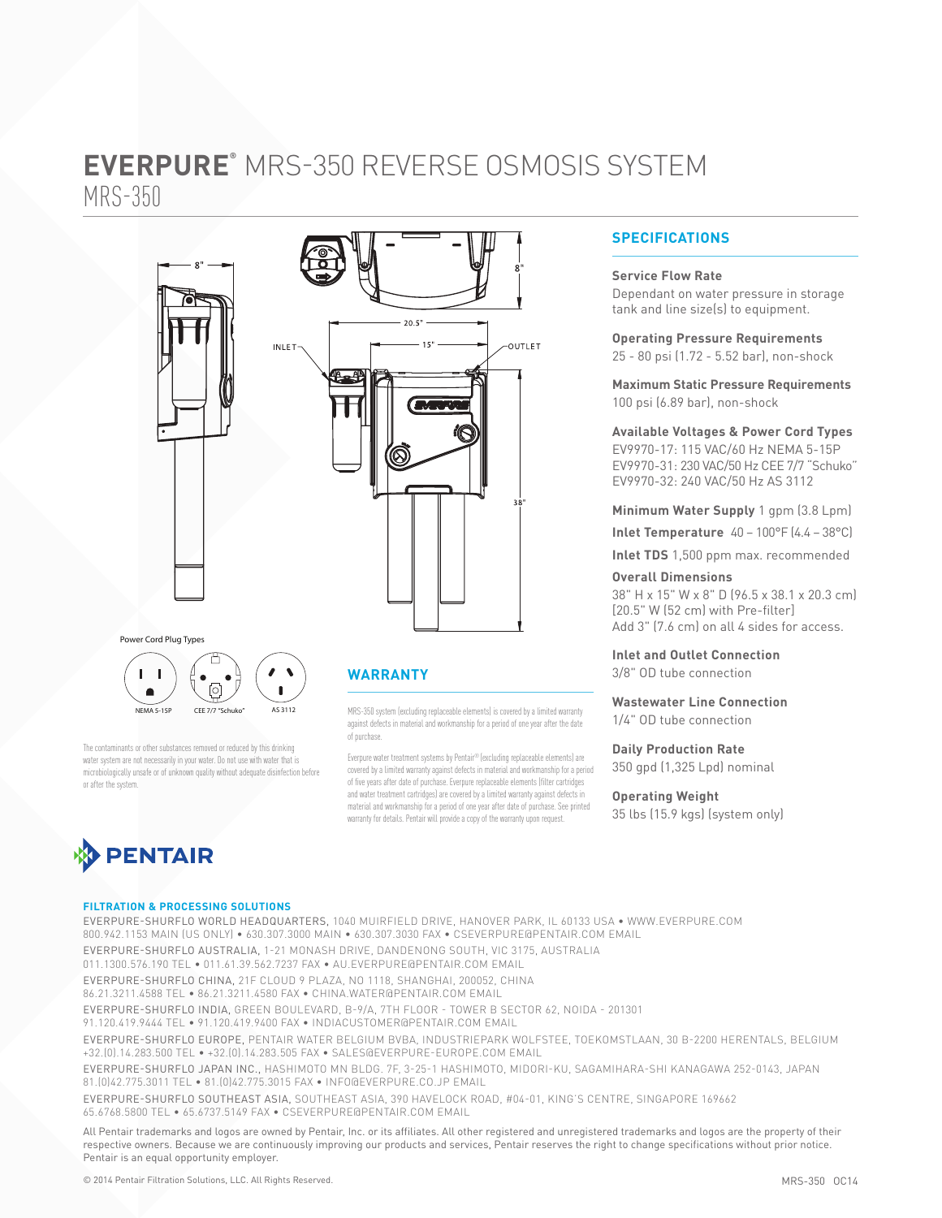# **EVERPURE**® MRS-350 REVERSE OSMOSIS SYSTEM

MRS-350

8"

INLET

20.5"

15"

OUTLET

8"

38"

Power Cord Plug Types

NEMA 5-15P

CEE 7/7 "Schuko"

AS 3112

The contaminants or other substances removed or reduced by this drinking water system are not necessarily in your water. Do not use with water that is microbiologically unsafe or of unknown quality without adequate disinfection before or after the system.

## WARRANTY

MRS-350 system (excluding replaceable elements) is covered by a limited warranty against defects in material and workmanship for a period of one year after the date of purchase.

Everpure water treatment systems by Pentair® (excluding replaceable elements) are covered by a limited warranty against defects in material and workmanship for a period of five years after date of purchase. Everpure replaceable elements (filter cartridges and water treatment cartridges) are covered by a limited warranty against defects in material and workmanship for a period of one year after date of purchase. See printed warranty for details. Pentair will provide a copy of the warranty upon request.

## SPECIFICATIONS

**Service Flow Rate**
Dependant on water pressure in storage tank and line size(s) to equipment.

**Operating Pressure Requirements**
25 - 80 psi (1.72 - 5.52 bar), non-shock

**Maximum Static Pressure Requirements**
100 psi (6.89 bar), non-shock

**Available Voltages & Power Cord Types**
EV9970-17: 115 VAC/60 Hz NEMA 5-15P
EV9970-31: 230 VAC/50 Hz CEE 7/7 "Schuko"
EV9970-32: 240 VAC/50 Hz AS 3112

**Minimum Water Supply** 1 gpm (3.8 Lpm)

**Inlet Temperature** 40 – 100°F (4.4 – 38°C)

**Inlet TDS** 1,500 ppm max. recommended

**Overall Dimensions**
38" H x 15" W x 8" D (96.5 x 38.1 x 20.3 cm)
(20.5" W (52 cm) with Pre-filter)
Add 3" (7.6 cm) on all 4 sides for access.

**Inlet and Outlet Connection**
3/8" OD tube connection

**Wastewater Line Connection**
1/4" OD tube connection

**Daily Production Rate**
350 gpd (1,325 Lpd) nominal

**Operating Weight**
35 lbs (15.9 kgs) (system only)

**PENTAIR**

**FILTRATION & PROCESSING SOLUTIONS**

EVERPURE-SHURFLO WORLD HEADQUARTERS, 1040 MUIRFIELD DRIVE, HANOVER PARK, IL 60133 USA • WWW.EVERPURE.COM
800.942.1153 MAIN (US ONLY) • 630.307.3000 MAIN • 630.307.3030 FAX • CSEVERPURE@PENTAIR.COM EMAIL

EVERPURE-SHURFLO AUSTRALIA, 1-21 MONASH DRIVE, DANDENONG SOUTH, VIC 3175, AUSTRALIA
011.1300.576.190 TEL • 011.61.39.562.7237 FAX • AU.EVERPURE@PENTAIR.COM EMAIL

EVERPURE-SHURFLO CHINA, 21F CLOUD 9 PLAZA, NO 1118, SHANGHAI, 200052, CHINA
86.21.3211.4588 TEL • 86.21.3211.4580 FAX • CHINA.WATER@PENTAIR.COM EMAIL

EVERPURE-SHURFLO INDIA, GREEN BOULEVARD, B-9/A, 7TH FLOOR - TOWER B SECTOR 62, NOIDA - 201301
91.120.419.9444 TEL • 91.120.419.9400 FAX • INDIACUSTOMER@PENTAIR.COM EMAIL

EVERPURE-SHURFLO EUROPE, PENTAIR WATER BELGIUM BVBA, INDUSTRIEPARK WOLFSTEE, TOEKOMSTLAAN, 30 B-2200 HERENTALS, BELGIUM
+32.(0).14.283.500 TEL • +32.(0).14.283.505 FAX • SALES@EVERPURE-EUROPE.COM EMAIL

EVERPURE-SHURFLO JAPAN INC., HASHIMOTO MN BLDG. 7F, 3-25-1 HASHIMOTO, MIDORI-KU, SAGAMIHARA-SHI KANAGAWA 252-0143, JAPAN
81.(0)42.775.3011 TEL • 81.(0)42.775.3015 FAX • INFO@EVERPURE.CO.JP EMAIL

EVERPURE-SHURFLO SOUTHEAST ASIA, SOUTHEAST ASIA, 390 HAVELOCK ROAD, #04-01, KING'S CENTRE, SINGAPORE 169662
65.6768.5800 TEL • 65.6737.5149 FAX • CSEVERPURE@PENTAIR.COM EMAIL

All Pentair trademarks and logos are owned by Pentair, Inc. or its affiliates. All other registered and unregistered trademarks and logos are the property of their respective owners. Because we are continuously improving our products and services, Pentair reserves the right to change specifications without prior notice. Pentair is an equal opportunity employer.

© 2014 Pentair Filtration Solutions, LLC. All Rights Reserved.

MRS-350 OC14